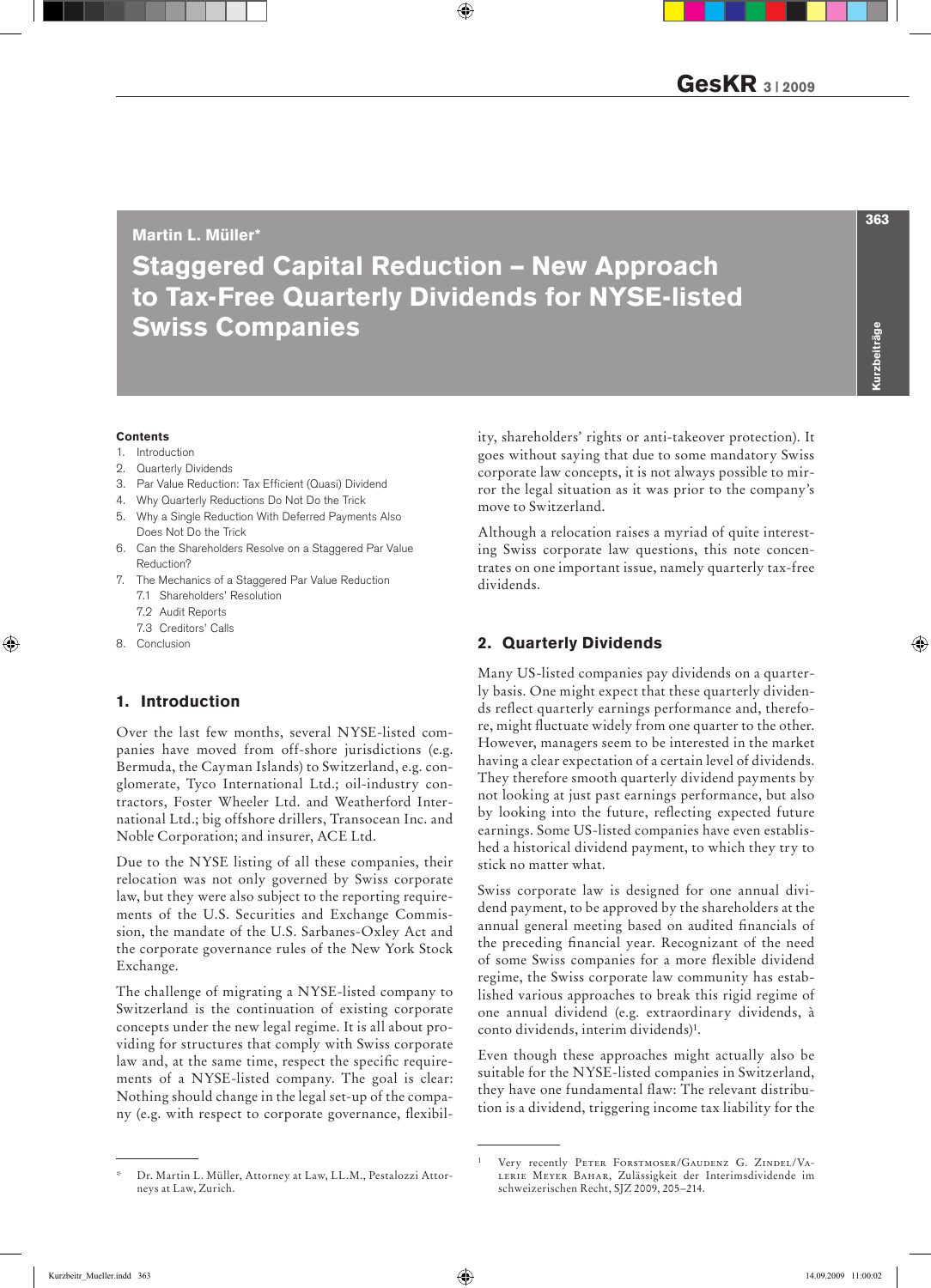Martin L. Müller*

# Staggered Capital Reduction – New Approach to Tax-Free Quarterly Dividends for NYSE-listed Swiss Companies

**Contents**

1. Introduction
2. Quarterly Dividends
3. Par Value Reduction: Tax Efficient (Quasi) Dividend
4. Why Quarterly Reductions Do Not Do the Trick
5. Why a Single Reduction With Deferred Payments Also Does Not Do the Trick
6. Can the Shareholders Resolve on a Staggered Par Value Reduction?
7. The Mechanics of a Staggered Par Value Reduction
   7.1 Shareholders' Resolution
   7.2 Audit Reports
   7.3 Creditors' Calls
8. Conclusion

## 1. Introduction

Over the last few months, several NYSE-listed companies have moved from off-shore jurisdictions (e.g. Bermuda, the Cayman Islands) to Switzerland, e.g. conglomerate, Tyco International Ltd.; oil-industry contractors, Foster Wheeler Ltd. and Weatherford International Ltd.; big offshore drillers, Transocean Inc. and Noble Corporation; and insurer, ACE Ltd.

Due to the NYSE listing of all these companies, their relocation was not only governed by Swiss corporate law, but they were also subject to the reporting requirements of the U.S. Securities and Exchange Commission, the mandate of the U.S. Sarbanes-Oxley Act and the corporate governance rules of the New York Stock Exchange.

The challenge of migrating a NYSE-listed company to Switzerland is the continuation of existing corporate concepts under the new legal regime. It is all about providing for structures that comply with Swiss corporate law and, at the same time, respect the specific requirements of a NYSE-listed company. The goal is clear: Nothing should change in the legal set-up of the company (e.g. with respect to corporate governance, flexibility, shareholders' rights or anti-takeover protection). It goes without saying that due to some mandatory Swiss corporate law concepts, it is not always possible to mirror the legal situation as it was prior to the company's move to Switzerland.

Although a relocation raises a myriad of quite interesting Swiss corporate law questions, this note concentrates on one important issue, namely quarterly tax-free dividends.

## 2. Quarterly Dividends

Many US-listed companies pay dividends on a quarterly basis. One might expect that these quarterly dividends reflect quarterly earnings performance and, therefore, might fluctuate widely from one quarter to the other. However, managers seem to be interested in the market having a clear expectation of a certain level of dividends. They therefore smooth quarterly dividend payments by not looking at just past earnings performance, but also by looking into the future, reflecting expected future earnings. Some US-listed companies have even established a historical dividend payment, to which they try to stick no matter what.

Swiss corporate law is designed for one annual dividend payment, to be approved by the shareholders at the annual general meeting based on audited financials of the preceding financial year. Recognizant of the need of some Swiss companies for a more flexible dividend regime, the Swiss corporate law community has established various approaches to break this rigid regime of one annual dividend (e.g. extraordinary dividends, à conto dividends, interim dividends)[1].

Even though these approaches might actually also be suitable for the NYSE-listed companies in Switzerland, they have one fundamental flaw: The relevant distribution is a dividend, triggering income tax liability for the

---

\* Dr. Martin L. Müller, Attorney at Law, LL.M., Pestalozzi Attorneys at Law, Zurich.

[1] Very recently Peter Forstmoser/Gaudenz G. Zindel/Valerie Meyer Bahar, Zulässigkeit der Interimsdividende im schweizerischen Recht, SJZ 2009, 205–214.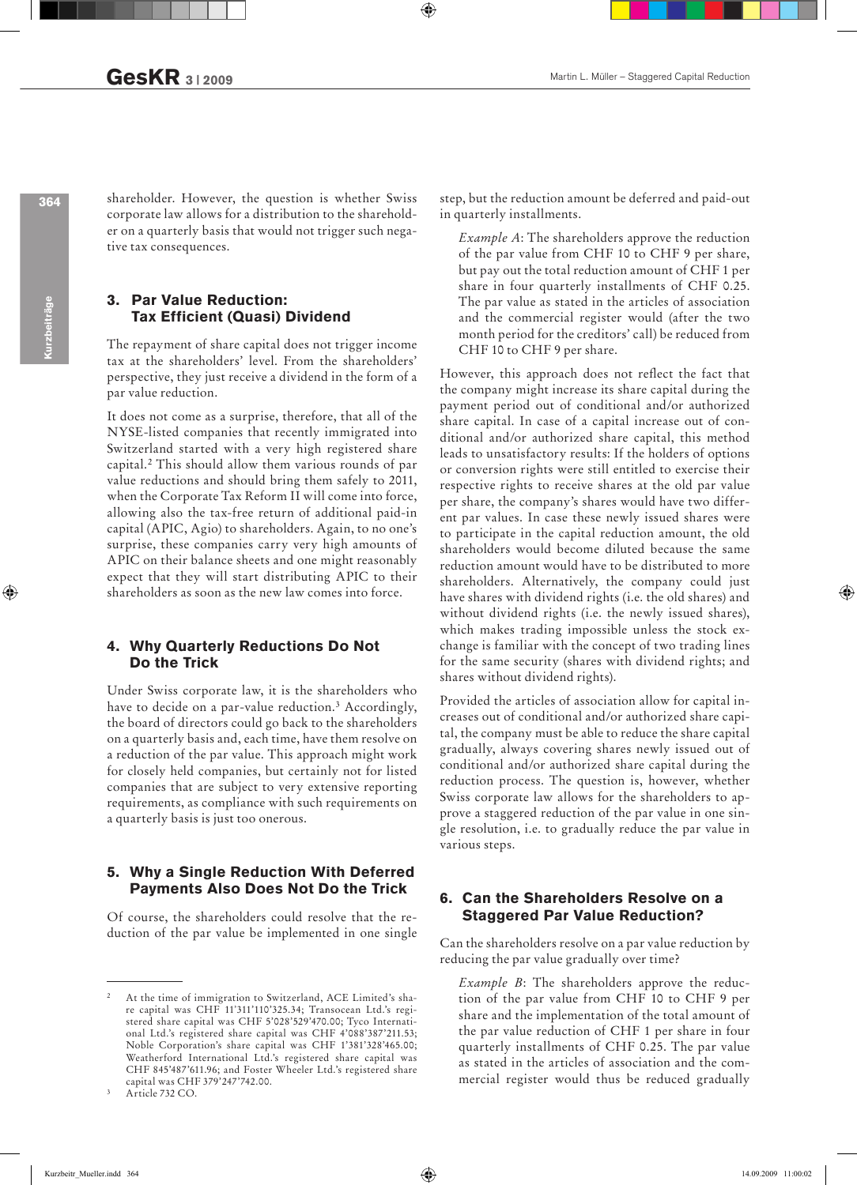shareholder. However, the question is whether Swiss corporate law allows for a distribution to the shareholder on a quarterly basis that would not trigger such negative tax consequences.

## 3. Par Value Reduction: Tax Efficient (Quasi) Dividend

The repayment of share capital does not trigger income tax at the shareholders' level. From the shareholders' perspective, they just receive a dividend in the form of a par value reduction.

It does not come as a surprise, therefore, that all of the NYSE-listed companies that recently immigrated into Switzerland started with a very high registered share capital.[2] This should allow them various rounds of par value reductions and should bring them safely to 2011, when the Corporate Tax Reform II will come into force, allowing also the tax-free return of additional paid-in capital (APIC, Agio) to shareholders. Again, to no one's surprise, these companies carry very high amounts of APIC on their balance sheets and one might reasonably expect that they will start distributing APIC to their shareholders as soon as the new law comes into force.

## 4. Why Quarterly Reductions Do Not Do the Trick

Under Swiss corporate law, it is the shareholders who have to decide on a par-value reduction.[3] Accordingly, the board of directors could go back to the shareholders on a quarterly basis and, each time, have them resolve on a reduction of the par value. This approach might work for closely held companies, but certainly not for listed companies that are subject to very extensive reporting requirements, as compliance with such requirements on a quarterly basis is just too onerous.

## 5. Why a Single Reduction With Deferred Payments Also Does Not Do the Trick

Of course, the shareholders could resolve that the reduction of the par value be implemented in one single step, but the reduction amount be deferred and paid-out in quarterly installments.

> *Example A*: The shareholders approve the reduction of the par value from CHF 10 to CHF 9 per share, but pay out the total reduction amount of CHF 1 per share in four quarterly installments of CHF 0.25. The par value as stated in the articles of association and the commercial register would (after the two month period for the creditors' call) be reduced from CHF 10 to CHF 9 per share.

However, this approach does not reflect the fact that the company might increase its share capital during the payment period out of conditional and/or authorized share capital. In case of a capital increase out of conditional and/or authorized share capital, this method leads to unsatisfactory results: If the holders of options or conversion rights were still entitled to exercise their respective rights to receive shares at the old par value per share, the company's shares would have two different par values. In case these newly issued shares were to participate in the capital reduction amount, the old shareholders would become diluted because the same reduction amount would have to be distributed to more shareholders. Alternatively, the company could just have shares with dividend rights (i.e. the old shares) and without dividend rights (i.e. the newly issued shares), which makes trading impossible unless the stock exchange is familiar with the concept of two trading lines for the same security (shares with dividend rights; and shares without dividend rights).

Provided the articles of association allow for capital increases out of conditional and/or authorized share capital, the company must be able to reduce the share capital gradually, always covering shares newly issued out of conditional and/or authorized share capital during the reduction process. The question is, however, whether Swiss corporate law allows for the shareholders to approve a staggered reduction of the par value in one single resolution, i.e. to gradually reduce the par value in various steps.

## 6. Can the Shareholders Resolve on a Staggered Par Value Reduction?

Can the shareholders resolve on a par value reduction by reducing the par value gradually over time?

> *Example B*: The shareholders approve the reduction of the par value from CHF 10 to CHF 9 per share and the implementation of the total amount of the par value reduction of CHF 1 per share in four quarterly installments of CHF 0.25. The par value as stated in the articles of association and the commercial register would thus be reduced gradually

---

[2] At the time of immigration to Switzerland, ACE Limited's share capital was CHF 11'311'110'325.34; Transocean Ltd.'s registered share capital was CHF 5'028'529'470.00; Tyco International Ltd.'s registered share capital was CHF 4'088'387'211.53; Noble Corporation's share capital was CHF 1'381'328'465.00; Weatherford International Ltd.'s registered share capital was CHF 845'487'611.96; and Foster Wheeler Ltd.'s registered share capital was CHF 379'247'742.00.

[3] Article 732 CO.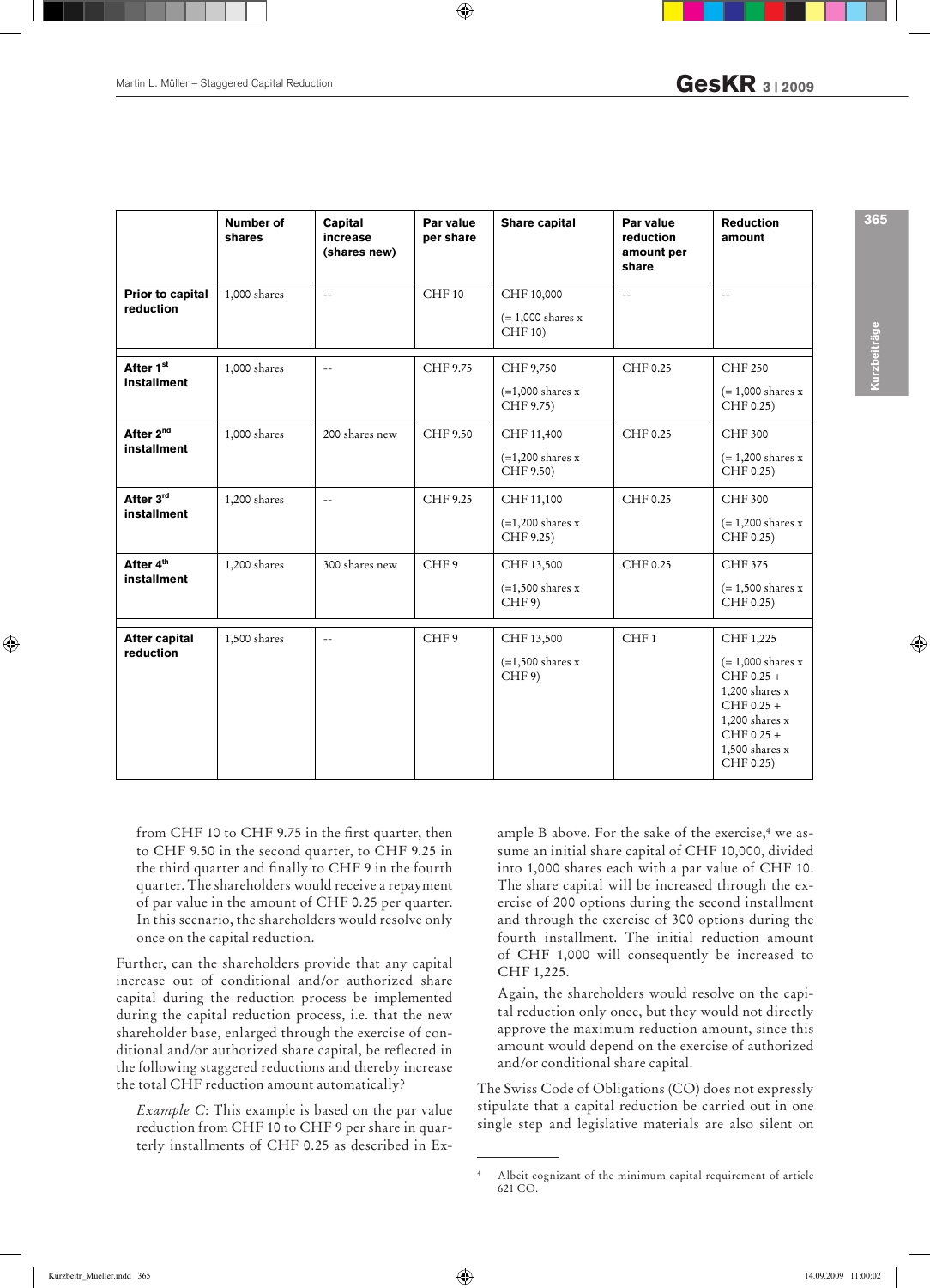| | Number of shares | Capital increase (shares new) | Par value per share | Share capital | Par value reduction amount per share | Reduction amount |
|---|---|---|---|---|---|---|
| **Prior to capital reduction** | 1,000 shares | -- | CHF 10 | CHF 10,000 (= 1,000 shares x CHF 10) | -- | -- |
| **After 1st installment** | 1,000 shares | -- | CHF 9.75 | CHF 9,750 (=1,000 shares x CHF 9.75) | CHF 0.25 | CHF 250 (=1,000 shares x CHF 0.25) |
| **After 2nd installment** | 1,000 shares | 200 shares new | CHF 9.50 | CHF 11,400 (=1,200 shares x CHF 9.50) | CHF 0.25 | CHF 300 (= 1,200 shares x CHF 0.25) |
| **After 3rd installment** | 1,200 shares | -- | CHF 9.25 | CHF 11,100 (=1,200 shares x CHF 9.25) | CHF 0.25 | CHF 300 (= 1,200 shares x CHF 0.25) |
| **After 4th installment** | 1,200 shares | 300 shares new | CHF 9 | CHF 13,500 (=1,500 shares x CHF 9) | CHF 0.25 | CHF 375 (= 1,500 shares x CHF 0.25) |
| **After capital reduction** | 1,500 shares | -- | CHF 9 | CHF 13,500 (=1,500 shares x CHF 9) | CHF 1 | CHF 1,225 (= 1,000 shares x CHF 0.25 + 1,200 shares x CHF 0.25 + 1,200 shares x CHF 0.25 + 1,500 shares x CHF 0.25) |

from CHF 10 to CHF 9.75 in the first quarter, then to CHF 9.50 in the second quarter, to CHF 9.25 in the third quarter and finally to CHF 9 in the fourth quarter. The shareholders would receive a repayment of par value in the amount of CHF 0.25 per quarter. In this scenario, the shareholders would resolve only once on the capital reduction.

Further, can the shareholders provide that any capital increase out of conditional and/or authorized share capital during the reduction process be implemented during the capital reduction process, i.e. that the new shareholder base, enlarged through the exercise of conditional and/or authorized share capital, be reflected in the following staggered reductions and thereby increase the total CHF reduction amount automatically?

*Example C*: This example is based on the par value reduction from CHF 10 to CHF 9 per share in quarterly installments of CHF 0.25 as described in Example B above. For the sake of the exercise,[4] we assume an initial share capital of CHF 10,000, divided into 1,000 shares each with a par value of CHF 10. The share capital will be increased through the exercise of 200 options during the second installment and through the exercise of 300 options during the fourth installment. The initial reduction amount of CHF 1,000 will consequently be increased to CHF 1,225.

Again, the shareholders would resolve on the capital reduction only once, but they would not directly approve the maximum reduction amount, since this amount would depend on the exercise of authorized and/or conditional share capital.

The Swiss Code of Obligations (CO) does not expressly stipulate that a capital reduction be carried out in one single step and legislative materials are also silent on

---

[4] Albeit cognizant of the minimum capital requirement of article 621 CO.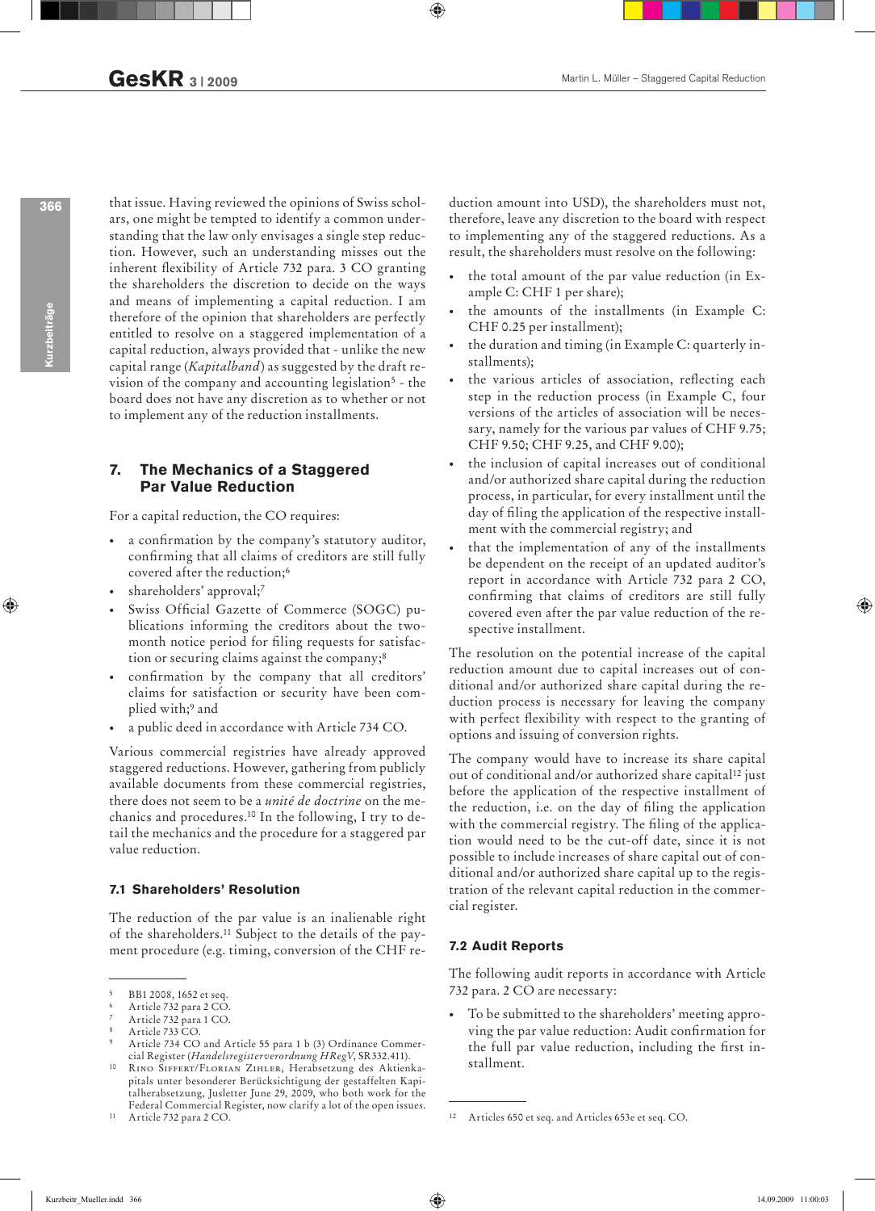that issue. Having reviewed the opinions of Swiss scholars, one might be tempted to identify a common understanding that the law only envisages a single step reduction. However, such an understanding misses out the inherent flexibility of Article 732 para. 3 CO granting the shareholders the discretion to decide on the ways and means of implementing a capital reduction. I am therefore of the opinion that shareholders are perfectly entitled to resolve on a staggered implementation of a capital reduction, always provided that - unlike the new capital range (*Kapitalband*) as suggested by the draft revision of the company and accounting legislation[5] - the board does not have any discretion as to whether or not to implement any of the reduction installments.

## 7. The Mechanics of a Staggered Par Value Reduction

For a capital reduction, the CO requires:

- a confirmation by the company's statutory auditor, confirming that all claims of creditors are still fully covered after the reduction;[6]
- shareholders' approval;[7]
- Swiss Official Gazette of Commerce (SOGC) publications informing the creditors about the two-month notice period for filing requests for satisfaction or securing claims against the company;[8]
- confirmation by the company that all creditors' claims for satisfaction or security have been complied with;[9] and
- a public deed in accordance with Article 734 CO.

Various commercial registries have already approved staggered reductions. However, gathering from publicly available documents from these commercial registries, there does not seem to be a *unité de doctrine* on the mechanics and procedures.[10] In the following, I try to detail the mechanics and the procedure for a staggered par value reduction.

### 7.1 Shareholders' Resolution

The reduction of the par value is an inalienable right of the shareholders.[11] Subject to the details of the payment procedure (e.g. timing, conversion of the CHF reduction amount into USD), the shareholders must not, therefore, leave any discretion to the board with respect to implementing any of the staggered reductions. As a result, the shareholders must resolve on the following:

- the total amount of the par value reduction (in Example C: CHF 1 per share);
- the amounts of the installments (in Example C: CHF 0.25 per installment);
- the duration and timing (in Example C: quarterly installments);
- the various articles of association, reflecting each step in the reduction process (in Example C, four versions of the articles of association will be necessary, namely for the various par values of CHF 9.75; CHF 9.50; CHF 9.25, and CHF 9.00);
- the inclusion of capital increases out of conditional and/or authorized share capital during the reduction process, in particular, for every installment until the day of filing the application of the respective installment with the commercial registry; and
- that the implementation of any of the installments be dependent on the receipt of an updated auditor's report in accordance with Article 732 para 2 CO, confirming that claims of creditors are still fully covered even after the par value reduction of the respective installment.

The resolution on the potential increase of the capital reduction amount due to capital increases out of conditional and/or authorized share capital during the reduction process is necessary for leaving the company with perfect flexibility with respect to the granting of options and issuing of conversion rights.

The company would have to increase its share capital out of conditional and/or authorized share capital[12] just before the application of the respective installment of the reduction, i.e. on the day of filing the application with the commercial registry. The filing of the application would need to be the cut-off date, since it is not possible to include increases of share capital out of conditional and/or authorized share capital up to the registration of the relevant capital reduction in the commercial register.

### 7.2 Audit Reports

The following audit reports in accordance with Article 732 para. 2 CO are necessary:

- To be submitted to the shareholders' meeting approving the par value reduction: Audit confirmation for the full par value reduction, including the first installment.

---

[5] BBl 2008, 1652 et seq.

[6] Article 732 para 2 CO.

[7] Article 732 para 1 CO.

[8] Article 733 CO.

[9] Article 734 CO and Article 55 para 1 b (3) Ordinance Commercial Register (*Handelsregisterverordnung HRegV*, SR332.411).

[10] Rino Siffert/Florian Zihler, Herabsetzung des Aktienkapitals unter besonderer Berücksichtigung der gestaffelten Kapitalherabsetzung, Jusletter June 29, 2009, who both work for the Federal Commercial Register, now clarify a lot of the open issues.

[11] Article 732 para 2 CO.

[12] Articles 650 et seq. and Articles 653e et seq. CO.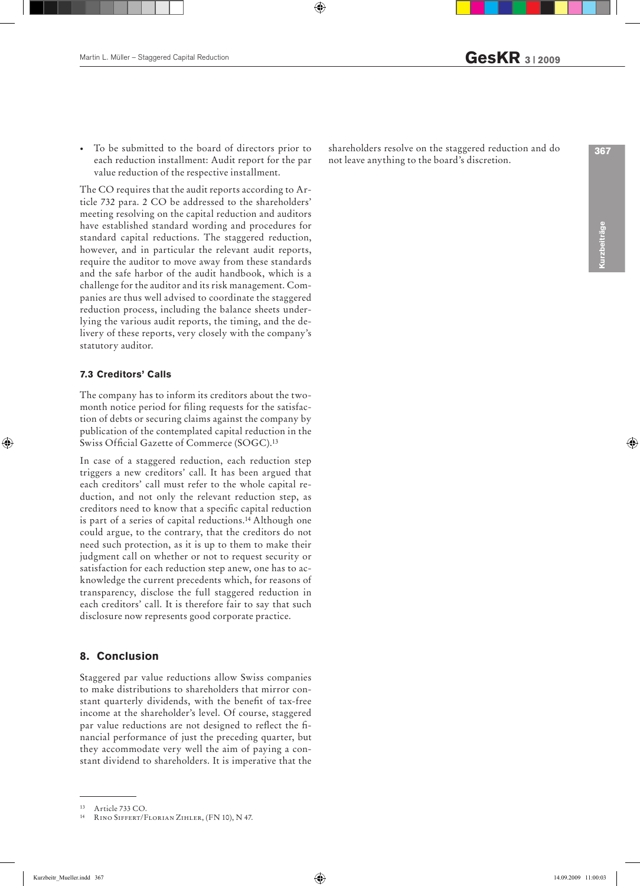- To be submitted to the board of directors prior to each reduction installment: Audit report for the par value reduction of the respective installment.

The CO requires that the audit reports according to Article 732 para. 2 CO be addressed to the shareholders' meeting resolving on the capital reduction and auditors have established standard wording and procedures for standard capital reductions. The staggered reduction, however, and in particular the relevant audit reports, require the auditor to move away from these standards and the safe harbor of the audit handbook, which is a challenge for the auditor and its risk management. Companies are thus well advised to coordinate the staggered reduction process, including the balance sheets underlying the various audit reports, the timing, and the delivery of these reports, very closely with the company's statutory auditor.

### 7.3 Creditors' Calls

The company has to inform its creditors about the two-month notice period for filing requests for the satisfaction of debts or securing claims against the company by publication of the contemplated capital reduction in the Swiss Official Gazette of Commerce (SOGC).[13]

In case of a staggered reduction, each reduction step triggers a new creditors' call. It has been argued that each creditors' call must refer to the whole capital reduction, and not only the relevant reduction step, as creditors need to know that a specific capital reduction is part of a series of capital reductions.[14] Although one could argue, to the contrary, that the creditors do not need such protection, as it is up to them to make their judgment call on whether or not to request security or satisfaction for each reduction step anew, one has to acknowledge the current precedents which, for reasons of transparency, disclose the full staggered reduction in each creditors' call. It is therefore fair to say that such disclosure now represents good corporate practice.

## 8. Conclusion

Staggered par value reductions allow Swiss companies to make distributions to shareholders that mirror constant quarterly dividends, with the benefit of tax-free income at the shareholder's level. Of course, staggered par value reductions are not designed to reflect the financial performance of just the preceding quarter, but they accommodate very well the aim of paying a constant dividend to shareholders. It is imperative that the shareholders resolve on the staggered reduction and do not leave anything to the board's discretion.

---

[13] Article 733 CO.

[14] Rino Siffert/Florian Zihler, (FN 10), N 47.